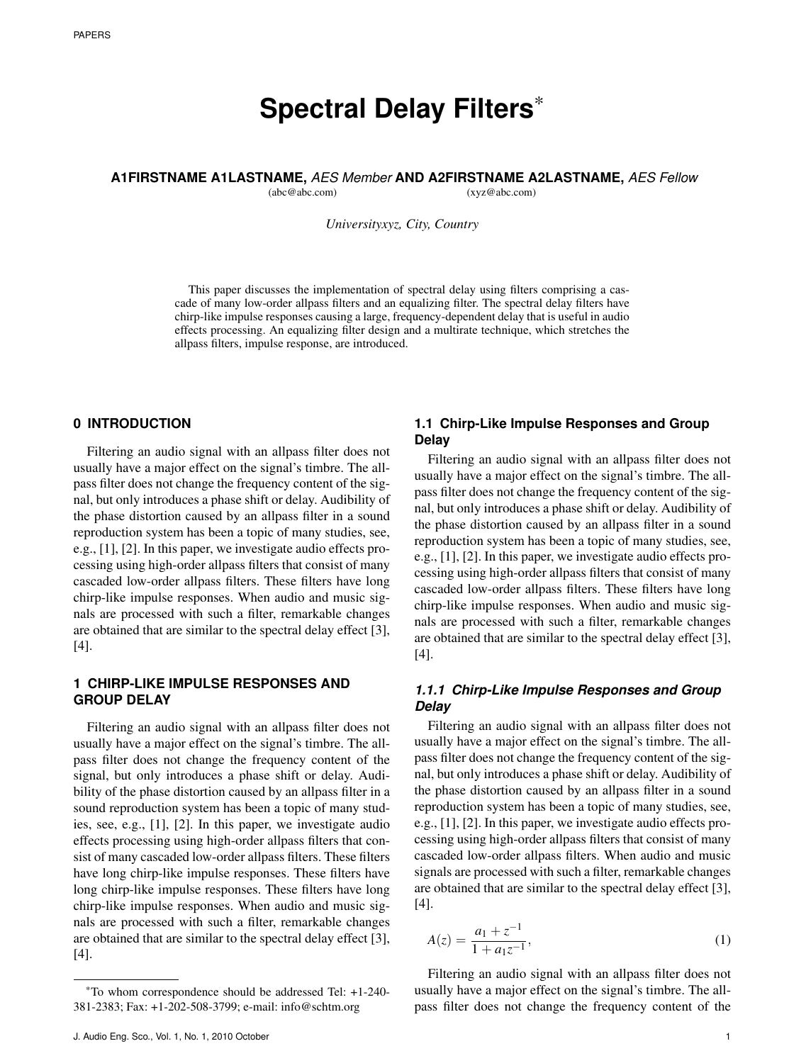# Spectral Delay Filters*

**A1FIRSTNAME A1LASTNAME,** *AES Member* **AND A2FIRSTNAME A2LASTNAME,** *AES Fellow*
(abc@abc.com) (xyz@abc.com)

*Universityxyz, City, Country*

This paper discusses the implementation of spectral delay using filters comprising a cascade of many low-order allpass filters and an equalizing filter. The spectral delay filters have chirp-like impulse responses causing a large, frequency-dependent delay that is useful in audio effects processing. An equalizing filter design and a multirate technique, which stretches the allpass filters, impulse response, are introduced.

## 0 INTRODUCTION

Filtering an audio signal with an allpass filter does not usually have a major effect on the signal's timbre. The allpass filter does not change the frequency content of the signal, but only introduces a phase shift or delay. Audibility of the phase distortion caused by an allpass filter in a sound reproduction system has been a topic of many studies, see, e.g., [1], [2]. In this paper, we investigate audio effects processing using high-order allpass filters that consist of many cascaded low-order allpass filters. These filters have long chirp-like impulse responses. When audio and music signals are processed with such a filter, remarkable changes are obtained that are similar to the spectral delay effect [3], [4].

## 1 CHIRP-LIKE IMPULSE RESPONSES AND GROUP DELAY

Filtering an audio signal with an allpass filter does not usually have a major effect on the signal's timbre. The allpass filter does not change the frequency content of the signal, but only introduces a phase shift or delay. Audibility of the phase distortion caused by an allpass filter in a sound reproduction system has been a topic of many studies, see, e.g., [1], [2]. In this paper, we investigate audio effects processing using high-order allpass filters that consist of many cascaded low-order allpass filters. These filters have long chirp-like impulse responses. These filters have long chirp-like impulse responses. These filters have long chirp-like impulse responses. When audio and music signals are processed with such a filter, remarkable changes are obtained that are similar to the spectral delay effect [3], [4].

### 1.1 Chirp-Like Impulse Responses and Group Delay

Filtering an audio signal with an allpass filter does not usually have a major effect on the signal's timbre. The allpass filter does not change the frequency content of the signal, but only introduces a phase shift or delay. Audibility of the phase distortion caused by an allpass filter in a sound reproduction system has been a topic of many studies, see, e.g., [1], [2]. In this paper, we investigate audio effects processing using high-order allpass filters that consist of many cascaded low-order allpass filters. These filters have long chirp-like impulse responses. When audio and music signals are processed with such a filter, remarkable changes are obtained that are similar to the spectral delay effect [3], [4].

#### *1.1.1 Chirp-Like Impulse Responses and Group Delay*

Filtering an audio signal with an allpass filter does not usually have a major effect on the signal's timbre. The allpass filter does not change the frequency content of the signal, but only introduces a phase shift or delay. Audibility of the phase distortion caused by an allpass filter in a sound reproduction system has been a topic of many studies, see, e.g., [1], [2]. In this paper, we investigate audio effects processing using high-order allpass filters that consist of many cascaded low-order allpass filters. When audio and music signals are processed with such a filter, remarkable changes are obtained that are similar to the spectral delay effect [3], [4].

$$A(z) = \frac{a_1 + z^{-1}}{1 + a_1 z^{-1}}, \tag{1}$$

Filtering an audio signal with an allpass filter does not usually have a major effect on the signal's timbre. The allpass filter does not change the frequency content of the

*To whom correspondence should be addressed Tel: +1-240-381-2383; Fax: +1-202-508-3799; e-mail: info@schtm.org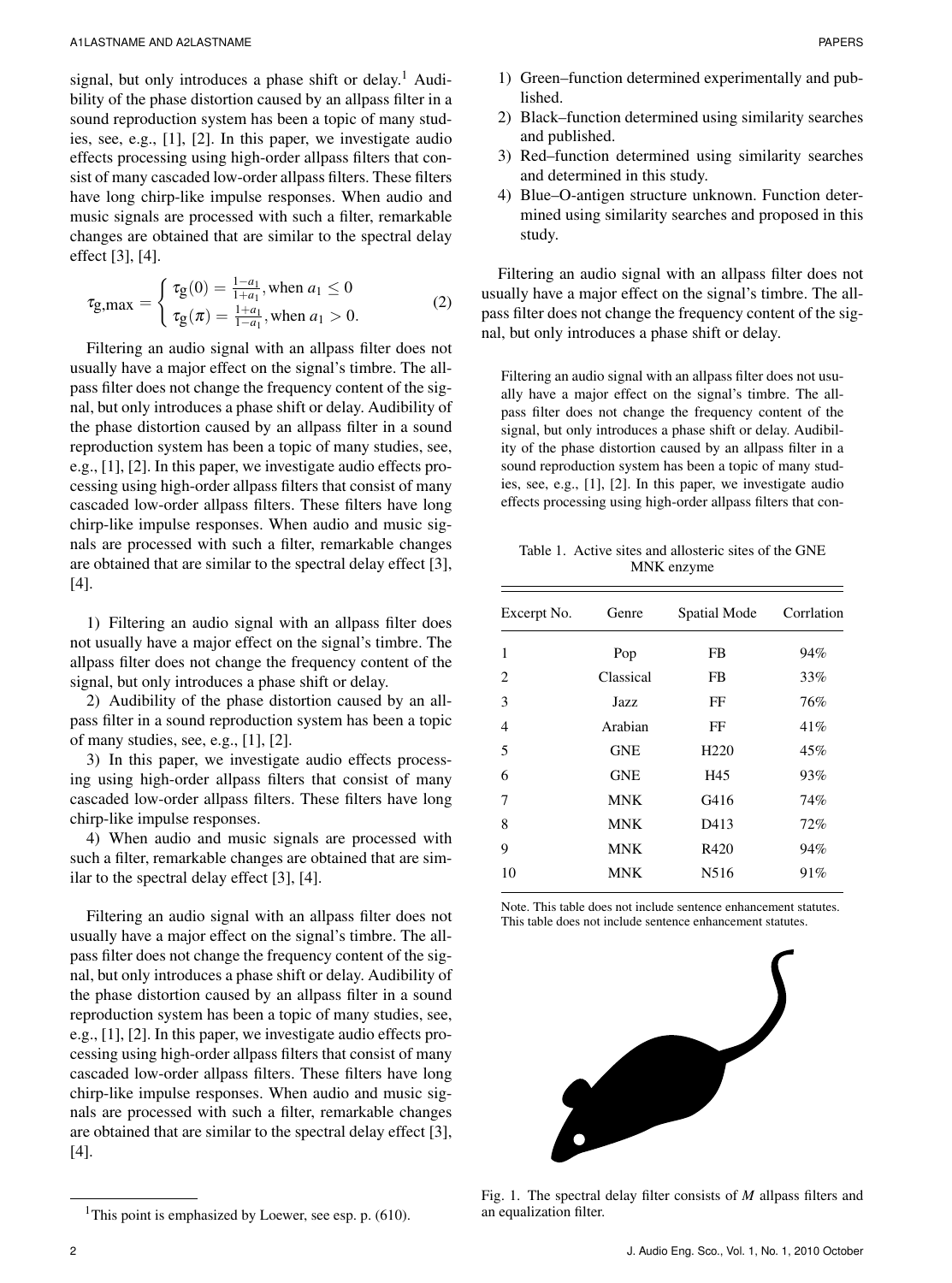signal, but only introduces a phase shift or delay.[1] Audibility of the phase distortion caused by an allpass filter in a sound reproduction system has been a topic of many studies, see, e.g., [1], [2]. In this paper, we investigate audio effects processing using high-order allpass filters that consist of many cascaded low-order allpass filters. These filters have long chirp-like impulse responses. When audio and music signals are processed with such a filter, remarkable changes are obtained that are similar to the spectral delay effect [3], [4].

$$\tau_{g,\max} = \begin{cases} \tau_g(0) = \frac{1-a_1}{1+a_1}, \text{when } a_1 \leq 0 \\ \tau_g(\pi) = \frac{1+a_1}{1-a_1}, \text{when } a_1 > 0. \end{cases} \tag{2}$$

Filtering an audio signal with an allpass filter does not usually have a major effect on the signal's timbre. The allpass filter does not change the frequency content of the signal, but only introduces a phase shift or delay. Audibility of the phase distortion caused by an allpass filter in a sound reproduction system has been a topic of many studies, see, e.g., [1], [2]. In this paper, we investigate audio effects processing using high-order allpass filters that consist of many cascaded low-order allpass filters. These filters have long chirp-like impulse responses. When audio and music signals are processed with such a filter, remarkable changes are obtained that are similar to the spectral delay effect [3], [4].

1) Filtering an audio signal with an allpass filter does not usually have a major effect on the signal's timbre. The allpass filter does not change the frequency content of the signal, but only introduces a phase shift or delay.
2) Audibility of the phase distortion caused by an allpass filter in a sound reproduction system has been a topic of many studies, see, e.g., [1], [2].
3) In this paper, we investigate audio effects processing using high-order allpass filters that consist of many cascaded low-order allpass filters. These filters have long chirp-like impulse responses.
4) When audio and music signals are processed with such a filter, remarkable changes are obtained that are similar to the spectral delay effect [3], [4].

Filtering an audio signal with an allpass filter does not usually have a major effect on the signal's timbre. The allpass filter does not change the frequency content of the signal, but only introduces a phase shift or delay. Audibility of the phase distortion caused by an allpass filter in a sound reproduction system has been a topic of many studies, see, e.g., [1], [2]. In this paper, we investigate audio effects processing using high-order allpass filters that consist of many cascaded low-order allpass filters. These filters have long chirp-like impulse responses. When audio and music signals are processed with such a filter, remarkable changes are obtained that are similar to the spectral delay effect [3], [4].

[1] This point is emphasized by Loewer, see esp. p. (610).

1) Green–function determined experimentally and published.
2) Black–function determined using similarity searches and published.
3) Red–function determined using similarity searches and determined in this study.
4) Blue–O-antigen structure unknown. Function determined using similarity searches and proposed in this study.

Filtering an audio signal with an allpass filter does not usually have a major effect on the signal's timbre. The allpass filter does not change the frequency content of the signal, but only introduces a phase shift or delay.

> Filtering an audio signal with an allpass filter does not usually have a major effect on the signal's timbre. The allpass filter does not change the frequency content of the signal, but only introduces a phase shift or delay. Audibility of the phase distortion caused by an allpass filter in a sound reproduction system has been a topic of many studies, see, e.g., [1], [2]. In this paper, we investigate audio effects processing using high-order allpass filters that con-

Table 1. Active sites and allosteric sites of the GNE MNK enzyme

| Excerpt No. | Genre | Spatial Mode | Corrlation |
|---|---|---|---|
| 1 | Pop | FB | 94% |
| 2 | Classical | FB | 33% |
| 3 | Jazz | FF | 76% |
| 4 | Arabian | FF | 41% |
| 5 | GNE | H220 | 45% |
| 6 | GNE | H45 | 93% |
| 7 | MNK | G416 | 74% |
| 8 | MNK | D413 | 72% |
| 9 | MNK | R420 | 94% |
| 10 | MNK | N516 | 91% |

Note. This table does not include sentence enhancement statutes. This table does not include sentence enhancement statutes.

Fig. 1. The spectral delay filter consists of $M$ allpass filters and an equalization filter.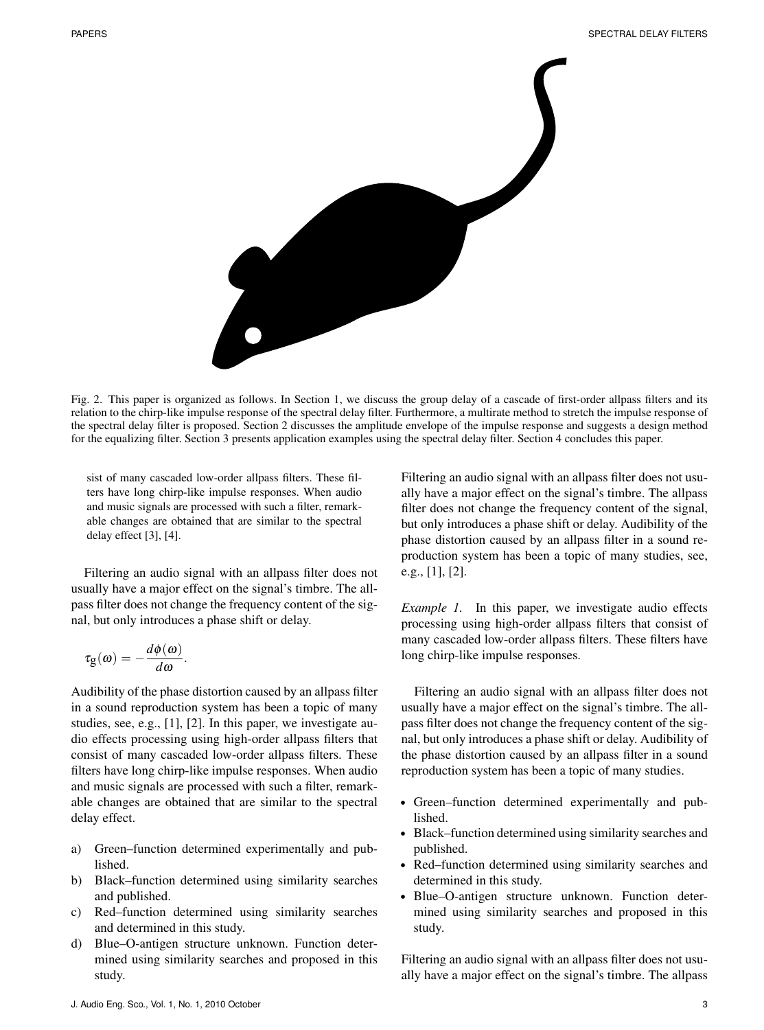Fig. 2. This paper is organized as follows. In Section 1, we discuss the group delay of a cascade of first-order allpass filters and its relation to the chirp-like impulse response of the spectral delay filter. Furthermore, a multirate method to stretch the impulse response of the spectral delay filter is proposed. Section 2 discusses the amplitude envelope of the impulse response and suggests a design method for the equalizing filter. Section 3 presents application examples using the spectral delay filter. Section 4 concludes this paper.

> sist of many cascaded low-order allpass filters. These filters have long chirp-like impulse responses. When audio and music signals are processed with such a filter, remarkable changes are obtained that are similar to the spectral delay effect [3], [4].

Filtering an audio signal with an allpass filter does not usually have a major effect on the signal's timbre. The allpass filter does not change the frequency content of the signal, but only introduces a phase shift or delay.

$$\tau_g(\omega) = -\frac{d\phi(\omega)}{d\omega}.$$

Audibility of the phase distortion caused by an allpass filter in a sound reproduction system has been a topic of many studies, see, e.g., [1], [2]. In this paper, we investigate audio effects processing using high-order allpass filters that consist of many cascaded low-order allpass filters. These filters have long chirp-like impulse responses. When audio and music signals are processed with such a filter, remarkable changes are obtained that are similar to the spectral delay effect.

a) Green–function determined experimentally and published.
b) Black–function determined using similarity searches and published.
c) Red–function determined using similarity searches and determined in this study.
d) Blue–O-antigen structure unknown. Function determined using similarity searches and proposed in this study.

Filtering an audio signal with an allpass filter does not usually have a major effect on the signal's timbre. The allpass filter does not change the frequency content of the signal, but only introduces a phase shift or delay. Audibility of the phase distortion caused by an allpass filter in a sound reproduction system has been a topic of many studies, see, e.g., [1], [2].

*Example 1.* In this paper, we investigate audio effects processing using high-order allpass filters that consist of many cascaded low-order allpass filters. These filters have long chirp-like impulse responses.

Filtering an audio signal with an allpass filter does not usually have a major effect on the signal's timbre. The allpass filter does not change the frequency content of the signal, but only introduces a phase shift or delay. Audibility of the phase distortion caused by an allpass filter in a sound reproduction system has been a topic of many studies.

- Green–function determined experimentally and published.
- Black–function determined using similarity searches and published.
- Red–function determined using similarity searches and determined in this study.
- Blue–O-antigen structure unknown. Function determined using similarity searches and proposed in this study.

Filtering an audio signal with an allpass filter does not usually have a major effect on the signal's timbre. The allpass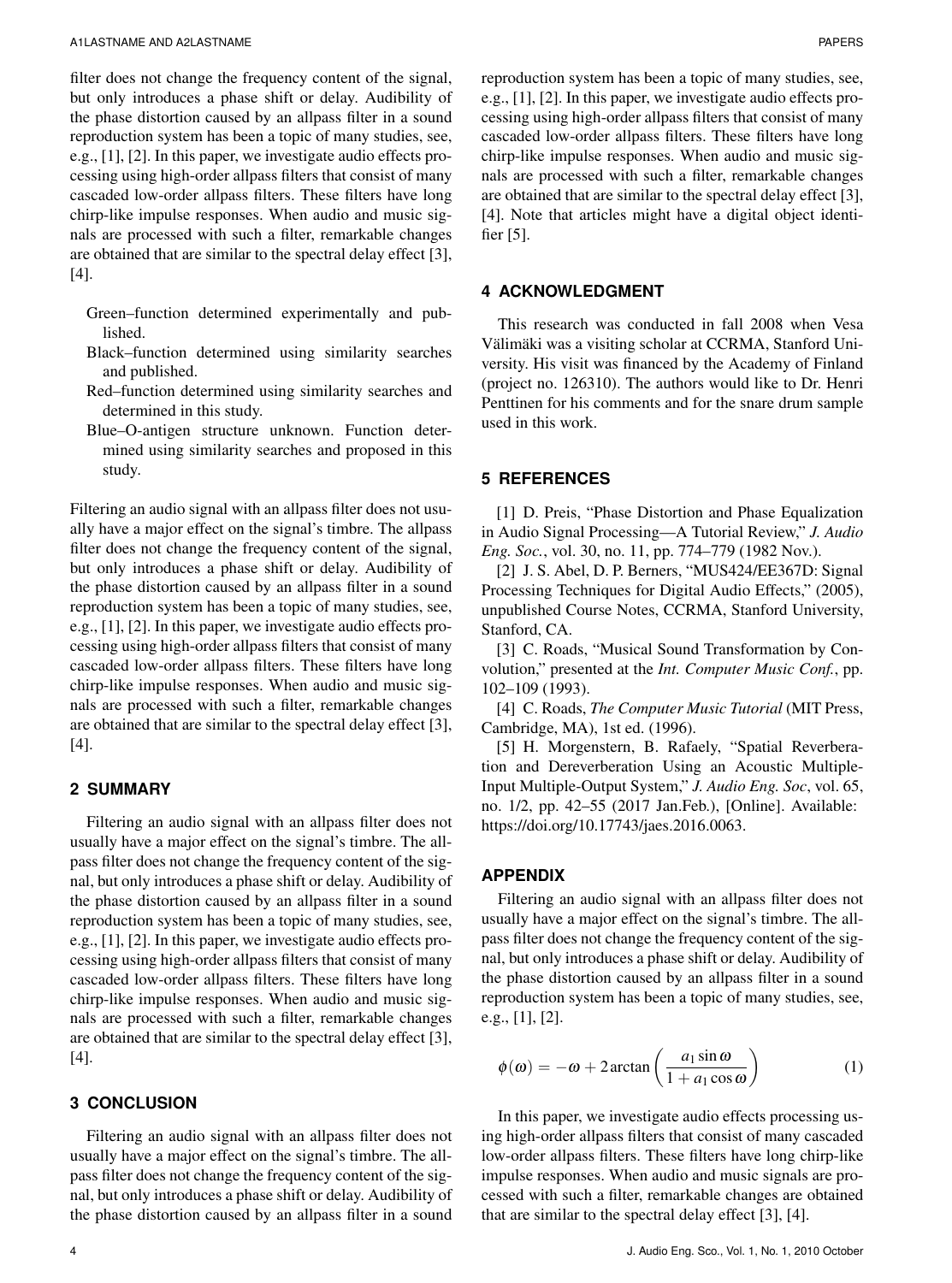filter does not change the frequency content of the signal, but only introduces a phase shift or delay. Audibility of the phase distortion caused by an allpass filter in a sound reproduction system has been a topic of many studies, see, e.g., [1], [2]. In this paper, we investigate audio effects processing using high-order allpass filters that consist of many cascaded low-order allpass filters. These filters have long chirp-like impulse responses. When audio and music signals are processed with such a filter, remarkable changes are obtained that are similar to the spectral delay effect [3], [4].

Green–function determined experimentally and published.

Black–function determined using similarity searches and published.

Red–function determined using similarity searches and determined in this study.

Blue–O-antigen structure unknown. Function determined using similarity searches and proposed in this study.

Filtering an audio signal with an allpass filter does not usually have a major effect on the signal's timbre. The allpass filter does not change the frequency content of the signal, but only introduces a phase shift or delay. Audibility of the phase distortion caused by an allpass filter in a sound reproduction system has been a topic of many studies, see, e.g., [1], [2]. In this paper, we investigate audio effects processing using high-order allpass filters that consist of many cascaded low-order allpass filters. These filters have long chirp-like impulse responses. When audio and music signals are processed with such a filter, remarkable changes are obtained that are similar to the spectral delay effect [3], [4].

## 2 SUMMARY

Filtering an audio signal with an allpass filter does not usually have a major effect on the signal's timbre. The allpass filter does not change the frequency content of the signal, but only introduces a phase shift or delay. Audibility of the phase distortion caused by an allpass filter in a sound reproduction system has been a topic of many studies, see, e.g., [1], [2]. In this paper, we investigate audio effects processing using high-order allpass filters that consist of many cascaded low-order allpass filters. These filters have long chirp-like impulse responses. When audio and music signals are processed with such a filter, remarkable changes are obtained that are similar to the spectral delay effect [3], [4].

## 3 CONCLUSION

Filtering an audio signal with an allpass filter does not usually have a major effect on the signal's timbre. The allpass filter does not change the frequency content of the signal, but only introduces a phase shift or delay. Audibility of the phase distortion caused by an allpass filter in a sound reproduction system has been a topic of many studies, see, e.g., [1], [2]. In this paper, we investigate audio effects processing using high-order allpass filters that consist of many cascaded low-order allpass filters. These filters have long chirp-like impulse responses. When audio and music signals are processed with such a filter, remarkable changes are obtained that are similar to the spectral delay effect [3], [4]. Note that articles might have a digital object identifier [5].

## 4 ACKNOWLEDGMENT

This research was conducted in fall 2008 when Vesa Välimäki was a visiting scholar at CCRMA, Stanford University. His visit was financed by the Academy of Finland (project no. 126310). The authors would like to Dr. Henri Penttinen for his comments and for the snare drum sample used in this work.

## 5 REFERENCES

[1] D. Preis, "Phase Distortion and Phase Equalization in Audio Signal Processing—A Tutorial Review," *J. Audio Eng. Soc.*, vol. 30, no. 11, pp. 774–779 (1982 Nov.).

[2] J. S. Abel, D. P. Berners, "MUS424/EE367D: Signal Processing Techniques for Digital Audio Effects," (2005), unpublished Course Notes, CCRMA, Stanford University, Stanford, CA.

[3] C. Roads, "Musical Sound Transformation by Convolution," presented at the *Int. Computer Music Conf.*, pp. 102–109 (1993).

[4] C. Roads, *The Computer Music Tutorial* (MIT Press, Cambridge, MA), 1st ed. (1996).

[5] H. Morgenstern, B. Rafaely, "Spatial Reverberation and Dereverberation Using an Acoustic Multiple-Input Multiple-Output System," *J. Audio Eng. Soc*, vol. 65, no. 1/2, pp. 42–55 (2017 Jan.Feb.), [Online]. Available: https://doi.org/10.17743/jaes.2016.0063.

## APPENDIX

Filtering an audio signal with an allpass filter does not usually have a major effect on the signal's timbre. The allpass filter does not change the frequency content of the signal, but only introduces a phase shift or delay. Audibility of the phase distortion caused by an allpass filter in a sound reproduction system has been a topic of many studies, see, e.g., [1], [2].

$$\phi(\omega) = -\omega + 2\arctan\left(\frac{a_1 \sin\omega}{1 + a_1 \cos\omega}\right) \tag{1}$$

In this paper, we investigate audio effects processing using high-order allpass filters that consist of many cascaded low-order allpass filters. These filters have long chirp-like impulse responses. When audio and music signals are processed with such a filter, remarkable changes are obtained that are similar to the spectral delay effect [3], [4].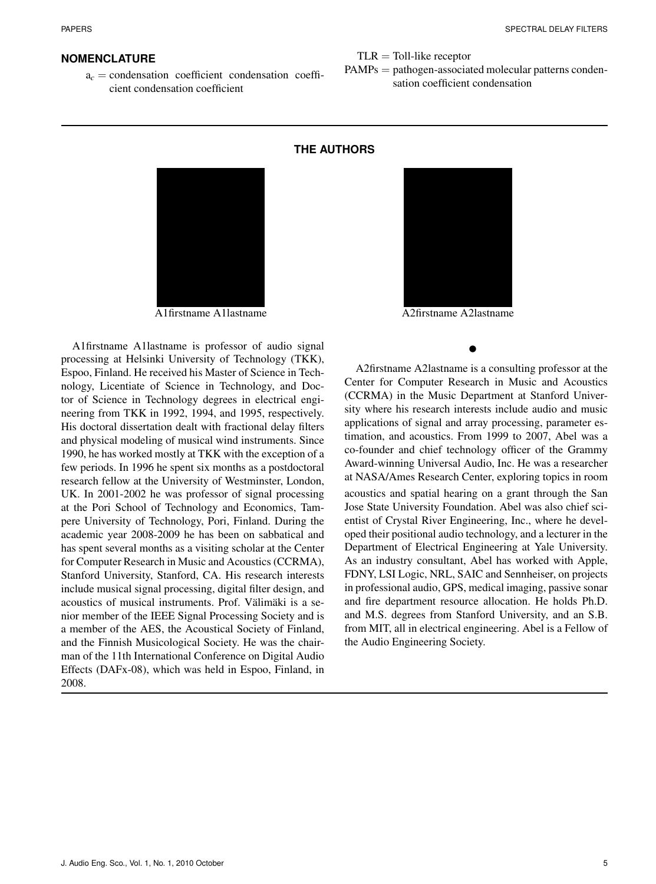## NOMENCLATURE

$a_c$ = condensation coefficient condensation coefficient condensation coefficient

TLR = Toll-like receptor

PAMPs = pathogen-associated molecular patterns condensation coefficient condensation

## THE AUTHORS

A1firstname A1lastname

A2firstname A2lastname

A1firstname A1lastname is professor of audio signal processing at Helsinki University of Technology (TKK), Espoo, Finland. He received his Master of Science in Technology, Licentiate of Science in Technology, and Doctor of Science in Technology degrees in electrical engineering from TKK in 1992, 1994, and 1995, respectively. His doctoral dissertation dealt with fractional delay filters and physical modeling of musical wind instruments. Since 1990, he has worked mostly at TKK with the exception of a few periods. In 1996 he spent six months as a postdoctoral research fellow at the University of Westminster, London, UK. In 2001-2002 he was professor of signal processing at the Pori School of Technology and Economics, Tampere University of Technology, Pori, Finland. During the academic year 2008-2009 he has been on sabbatical and has spent several months as a visiting scholar at the Center for Computer Research in Music and Acoustics (CCRMA), Stanford University, Stanford, CA. His research interests include musical signal processing, digital filter design, and acoustics of musical instruments. Prof. Välimäki is a senior member of the IEEE Signal Processing Society and is a member of the AES, the Acoustical Society of Finland, and the Finnish Musicological Society. He was the chairman of the 11th International Conference on Digital Audio Effects (DAFx-08), which was held in Espoo, Finland, in 2008.

●

A2firstname A2lastname is a consulting professor at the Center for Computer Research in Music and Acoustics (CCRMA) in the Music Department at Stanford University where his research interests include audio and music applications of signal and array processing, parameter estimation, and acoustics. From 1999 to 2007, Abel was a co-founder and chief technology officer of the Grammy Award-winning Universal Audio, Inc. He was a researcher at NASA/Ames Research Center, exploring topics in room acoustics and spatial hearing on a grant through the San Jose State University Foundation. Abel was also chief scientist of Crystal River Engineering, Inc., where he developed their positional audio technology, and a lecturer in the Department of Electrical Engineering at Yale University. As an industry consultant, Abel has worked with Apple, FDNY, LSI Logic, NRL, SAIC and Sennheiser, on projects in professional audio, GPS, medical imaging, passive sonar and fire department resource allocation. He holds Ph.D. and M.S. degrees from Stanford University, and an S.B. from MIT, all in electrical engineering. Abel is a Fellow of the Audio Engineering Society.